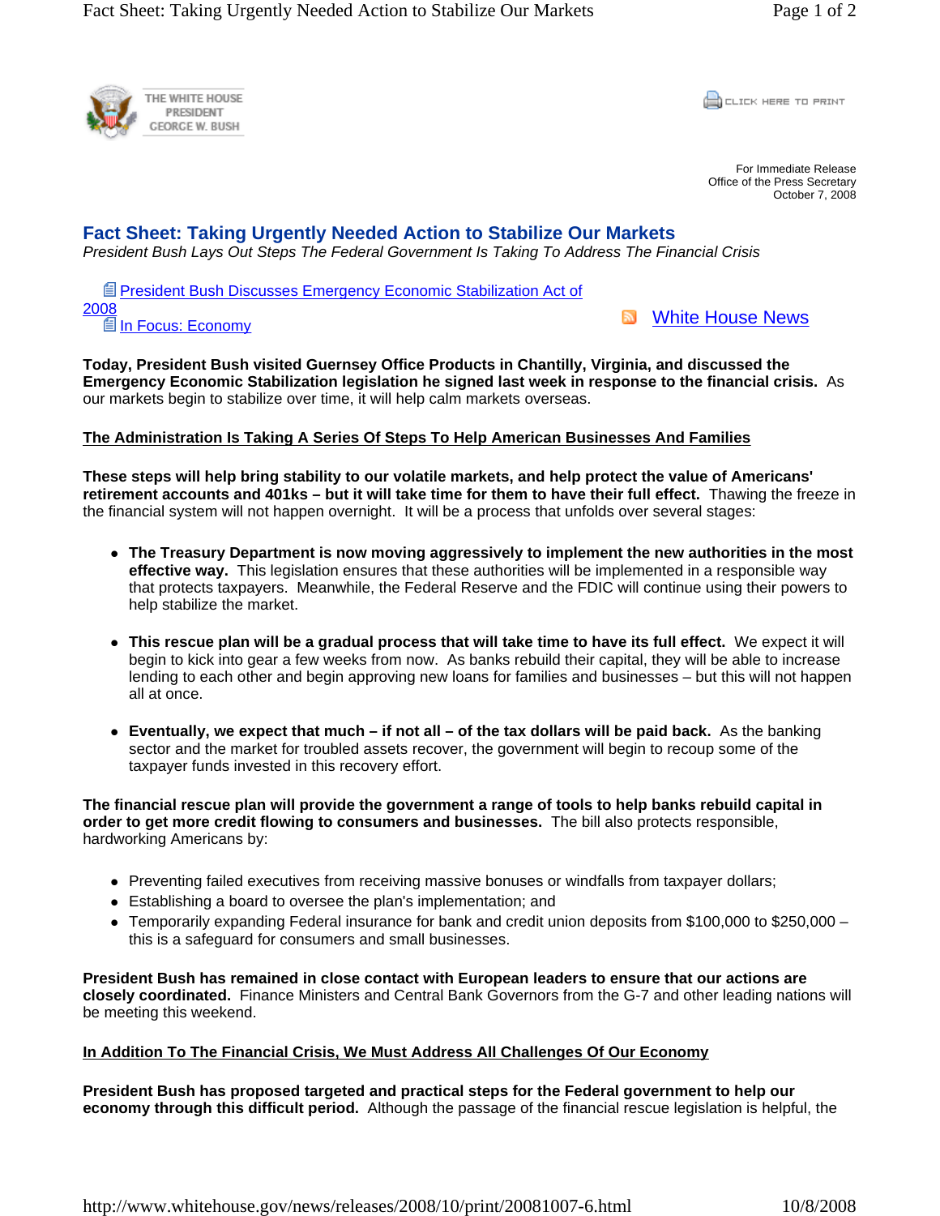THE WHITE HOUSE
PRESIDENT
GEORGE W. BUSH

CLICK HERE TO PRINT

For Immediate Release
Office of the Press Secretary
October 7, 2008

# Fact Sheet: Taking Urgently Needed Action to Stabilize Our Markets

*President Bush Lays Out Steps The Federal Government Is Taking To Address The Financial Crisis*

President Bush Discusses Emergency Economic Stabilization Act of 2008
In Focus: Economy

White House News

**Today, President Bush visited Guernsey Office Products in Chantilly, Virginia, and discussed the Emergency Economic Stabilization legislation he signed last week in response to the financial crisis.** As our markets begin to stabilize over time, it will help calm markets overseas.

**The Administration Is Taking A Series Of Steps To Help American Businesses And Families**

**These steps will help bring stability to our volatile markets, and help protect the value of Americans' retirement accounts and 401ks – but it will take time for them to have their full effect.** Thawing the freeze in the financial system will not happen overnight. It will be a process that unfolds over several stages:

- **The Treasury Department is now moving aggressively to implement the new authorities in the most effective way.** This legislation ensures that these authorities will be implemented in a responsible way that protects taxpayers. Meanwhile, the Federal Reserve and the FDIC will continue using their powers to help stabilize the market.
- **This rescue plan will be a gradual process that will take time to have its full effect.** We expect it will begin to kick into gear a few weeks from now. As banks rebuild their capital, they will be able to increase lending to each other and begin approving new loans for families and businesses – but this will not happen all at once.
- **Eventually, we expect that much – if not all – of the tax dollars will be paid back.** As the banking sector and the market for troubled assets recover, the government will begin to recoup some of the taxpayer funds invested in this recovery effort.

**The financial rescue plan will provide the government a range of tools to help banks rebuild capital in order to get more credit flowing to consumers and businesses.** The bill also protects responsible, hardworking Americans by:

- Preventing failed executives from receiving massive bonuses or windfalls from taxpayer dollars;
- Establishing a board to oversee the plan's implementation; and
- Temporarily expanding Federal insurance for bank and credit union deposits from $100,000 to $250,000 – this is a safeguard for consumers and small businesses.

**President Bush has remained in close contact with European leaders to ensure that our actions are closely coordinated.** Finance Ministers and Central Bank Governors from the G-7 and other leading nations will be meeting this weekend.

**In Addition To The Financial Crisis, We Must Address All Challenges Of Our Economy**

**President Bush has proposed targeted and practical steps for the Federal government to help our economy through this difficult period.** Although the passage of the financial rescue legislation is helpful, the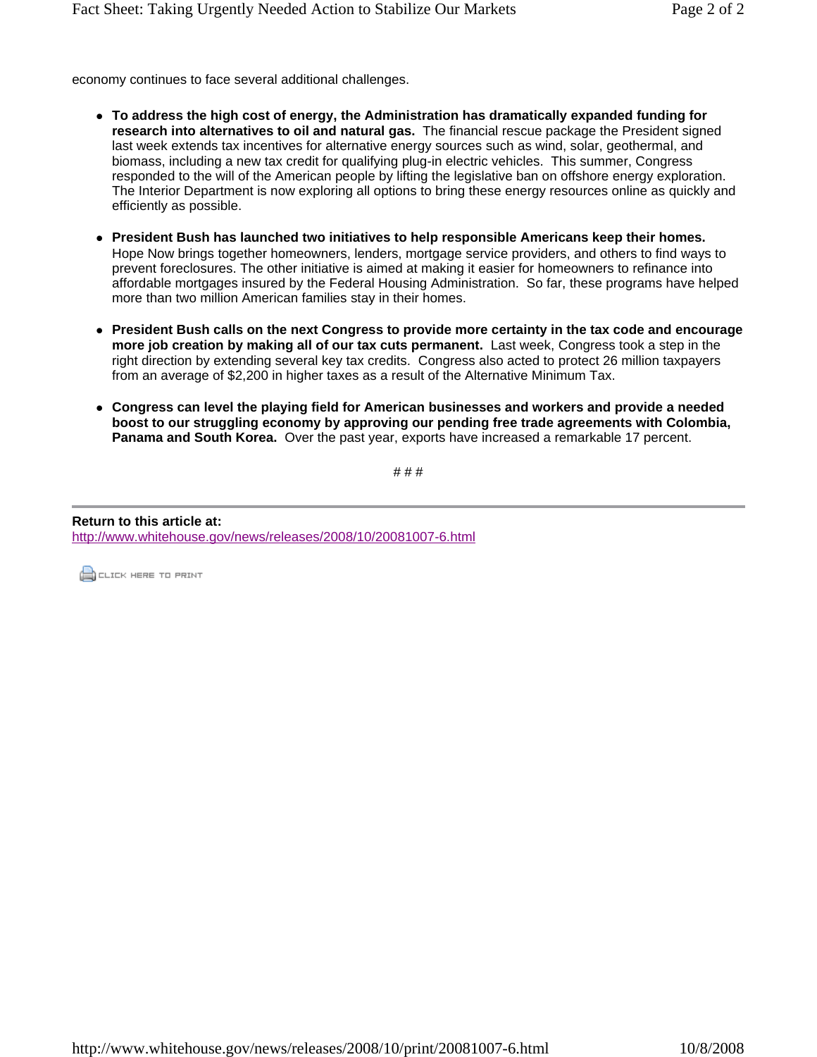economy continues to face several additional challenges.

- **To address the high cost of energy, the Administration has dramatically expanded funding for research into alternatives to oil and natural gas.** The financial rescue package the President signed last week extends tax incentives for alternative energy sources such as wind, solar, geothermal, and biomass, including a new tax credit for qualifying plug-in electric vehicles. This summer, Congress responded to the will of the American people by lifting the legislative ban on offshore energy exploration. The Interior Department is now exploring all options to bring these energy resources online as quickly and efficiently as possible.

- **President Bush has launched two initiatives to help responsible Americans keep their homes.** Hope Now brings together homeowners, lenders, mortgage service providers, and others to find ways to prevent foreclosures. The other initiative is aimed at making it easier for homeowners to refinance into affordable mortgages insured by the Federal Housing Administration. So far, these programs have helped more than two million American families stay in their homes.

- **President Bush calls on the next Congress to provide more certainty in the tax code and encourage more job creation by making all of our tax cuts permanent.** Last week, Congress took a step in the right direction by extending several key tax credits. Congress also acted to protect 26 million taxpayers from an average of $2,200 in higher taxes as a result of the Alternative Minimum Tax.

- **Congress can level the playing field for American businesses and workers and provide a needed boost to our struggling economy by approving our pending free trade agreements with Colombia, Panama and South Korea.** Over the past year, exports have increased a remarkable 17 percent.

# # #

---

**Return to this article at:**
http://www.whitehouse.gov/news/releases/2008/10/20081007-6.html

CLICK HERE TO PRINT